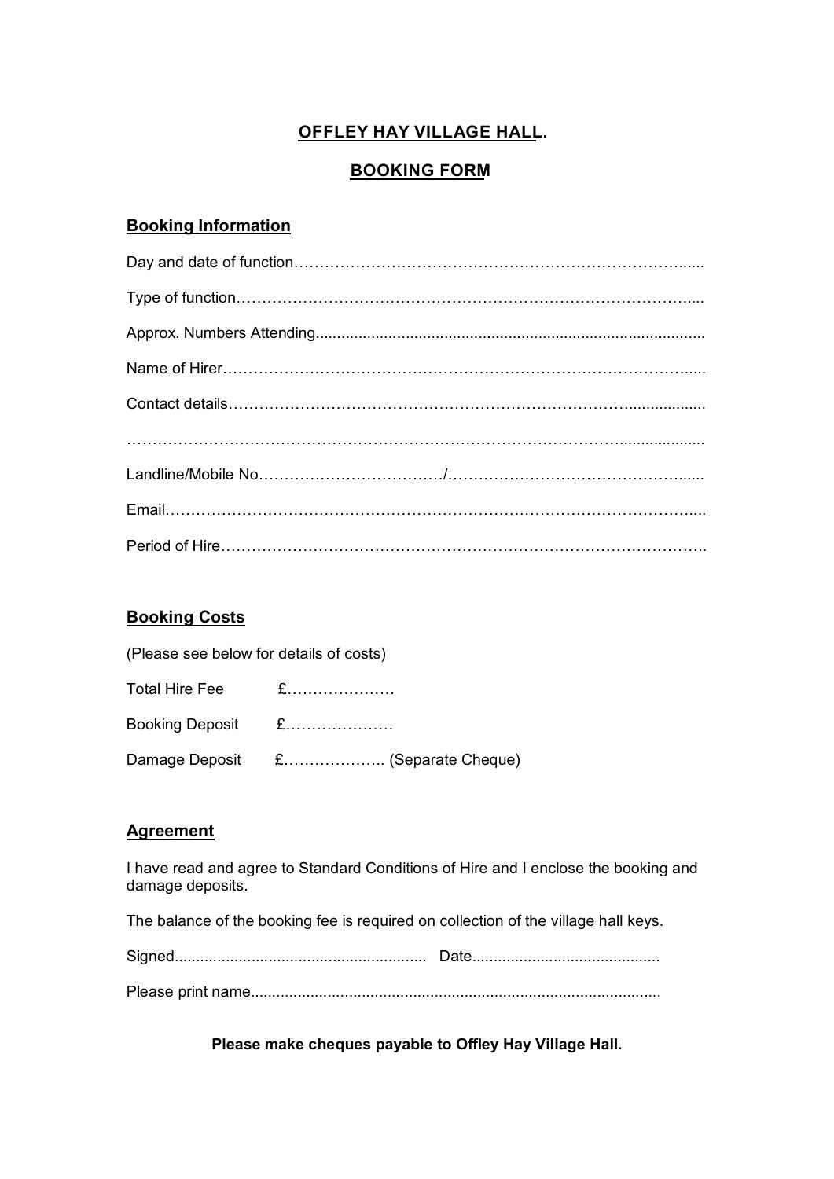# OFFLEY HAY VILLAGE HALL.

## BOOKING FORM

### Booking Information

Day and date of function……………………………………………………………………......

Type of function…………………………………………………………………………….....

Approx. Numbers Attending..........................................................................................

Name of Hirer…………………………………………………………………………….....

Contact details…………………………………………………………………….................

……………………………………………………………………………………....................

Landline/Mobile No……………………………/………………………………………......

Email……………………………………………………………………………………….....

Period of Hire……………………………………………………………………………..

### Booking Costs

(Please see below for details of costs)

Total Hire Fee £…………………

Booking Deposit £…………………

Damage Deposit £……………….. (Separate Cheque)

### Agreement

I have read and agree to Standard Conditions of Hire and I enclose the booking and damage deposits.

The balance of the booking fee is required on collection of the village hall keys.

Signed.......................................................... Date............................................

Please print name...............................................................................................

**Please make cheques payable to Offley Hay Village Hall.**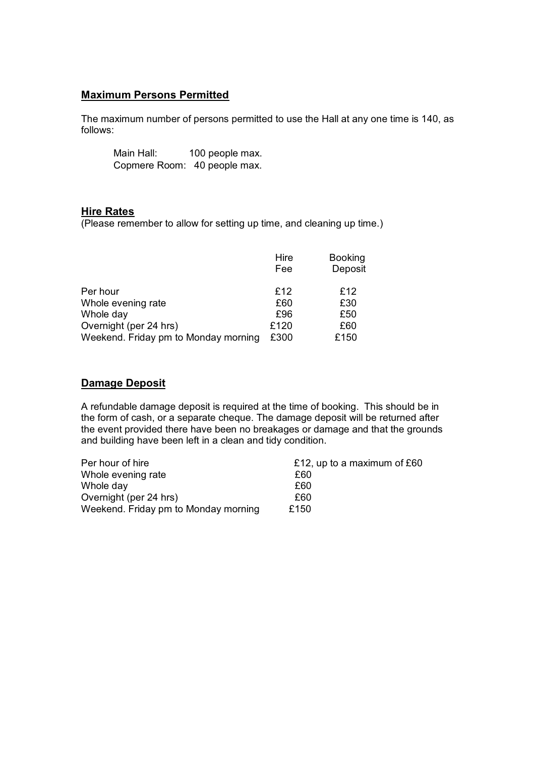## Maximum Persons Permitted

The maximum number of persons permitted to use the Hall at any one time is 140, as follows:

| | |
|---|---|
| Main Hall: | 100 people max. |
| Copmere Room: | 40 people max. |

## Hire Rates

(Please remember to allow for setting up time, and cleaning up time.)

| | Hire Fee | Booking Deposit |
|---|---|---|
| Per hour | £12 | £12 |
| Whole evening rate | £60 | £30 |
| Whole day | £96 | £50 |
| Overnight (per 24 hrs) | £120 | £60 |
| Weekend. Friday pm to Monday morning | £300 | £150 |

## Damage Deposit

A refundable damage deposit is required at the time of booking. This should be in the form of cash, or a separate cheque. The damage deposit will be returned after the event provided there have been no breakages or damage and that the grounds and building have been left in a clean and tidy condition.

| | |
|---|---|
| Per hour of hire | £12, up to a maximum of £60 |
| Whole evening rate | £60 |
| Whole day | £60 |
| Overnight (per 24 hrs) | £60 |
| Weekend. Friday pm to Monday morning | £150 |